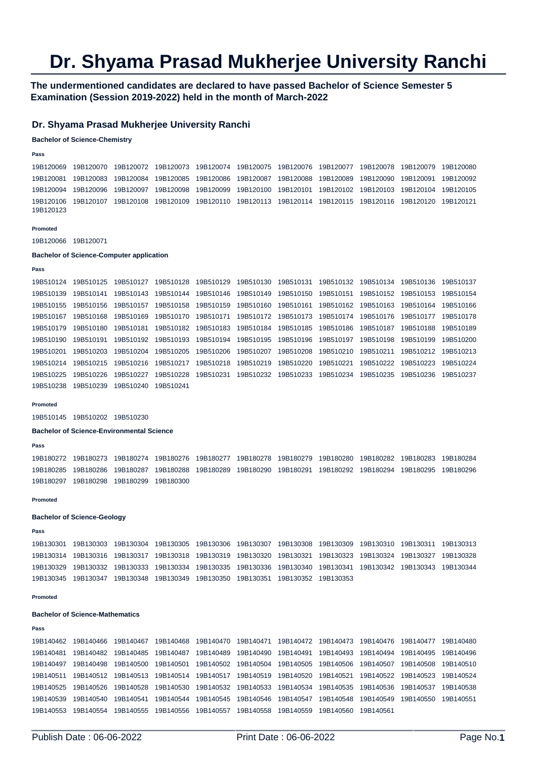# Dr. Shyama Prasad Mukherjee University Ranchi

**The undermentioned candidates are declared to have passed Bachelor of Science Semester 5 Examination (Session 2019-2022) held in the month of March-2022**

## Dr. Shyama Prasad Mukherjee University Ranchi

### Bachelor of Science-Chemistry

**Pass**

19B120069 19B120070 19B120072 19B120073 19B120074 19B120075 19B120076 19B120077 19B120078 19B120079 19B120080 19B120081 19B120083 19B120084 19B120085 19B120086 19B120087 19B120088 19B120089 19B120090 19B120091 19B120092 19B120094 19B120096 19B120097 19B120098 19B120099 19B120100 19B120101 19B120102 19B120103 19B120104 19B120105 19B120106 19B120107 19B120108 19B120109 19B120110 19B120113 19B120114 19B120115 19B120116 19B120120 19B120121 19B120123

**Promoted**

19B120066 19B120071

### Bachelor of Science-Computer application

**Pass**

19B510124 19B510125 19B510127 19B510128 19B510129 19B510130 19B510131 19B510132 19B510134 19B510136 19B510137 19B510139 19B510141 19B510143 19B510144 19B510146 19B510149 19B510150 19B510151 19B510152 19B510153 19B510154 19B510155 19B510156 19B510157 19B510158 19B510159 19B510160 19B510161 19B510162 19B510163 19B510164 19B510166 19B510167 19B510168 19B510169 19B510170 19B510171 19B510172 19B510173 19B510174 19B510176 19B510177 19B510178 19B510179 19B510180 19B510181 19B510182 19B510183 19B510184 19B510185 19B510186 19B510187 19B510188 19B510189 19B510190 19B510191 19B510192 19B510193 19B510194 19B510195 19B510196 19B510197 19B510198 19B510199 19B510200 19B510201 19B510203 19B510204 19B510205 19B510206 19B510207 19B510208 19B510210 19B510211 19B510212 19B510213 19B510214 19B510215 19B510216 19B510217 19B510218 19B510219 19B510220 19B510221 19B510222 19B510223 19B510224 19B510225 19B510226 19B510227 19B510228 19B510231 19B510232 19B510233 19B510234 19B510235 19B510236 19B510237 19B510238 19B510239 19B510240 19B510241

**Promoted**

19B510145 19B510202 19B510230

### Bachelor of Science-Environmental Science

**Pass**

19B180272 19B180273 19B180274 19B180276 19B180277 19B180278 19B180279 19B180280 19B180282 19B180283 19B180284 19B180285 19B180286 19B180287 19B180288 19B180289 19B180290 19B180291 19B180292 19B180294 19B180295 19B180296 19B180297 19B180298 19B180299 19B180300

**Promoted**

### Bachelor of Science-Geology

**Pass**

19B130301 19B130303 19B130304 19B130305 19B130306 19B130307 19B130308 19B130309 19B130310 19B130311 19B130313 19B130314 19B130316 19B130317 19B130318 19B130319 19B130320 19B130321 19B130323 19B130324 19B130327 19B130328 19B130329 19B130332 19B130333 19B130334 19B130335 19B130336 19B130340 19B130341 19B130342 19B130343 19B130344 19B130345 19B130347 19B130348 19B130349 19B130350 19B130351 19B130352 19B130353

**Promoted**

### Bachelor of Science-Mathematics

**Pass**

19B140462 19B140466 19B140467 19B140468 19B140470 19B140471 19B140472 19B140473 19B140476 19B140477 19B140480 19B140481 19B140482 19B140485 19B140487 19B140489 19B140490 19B140491 19B140493 19B140494 19B140495 19B140496 19B140497 19B140498 19B140500 19B140501 19B140502 19B140504 19B140505 19B140506 19B140507 19B140508 19B140510 19B140511 19B140512 19B140513 19B140514 19B140517 19B140519 19B140520 19B140521 19B140522 19B140523 19B140524 19B140525 19B140526 19B140528 19B140530 19B140532 19B140533 19B140534 19B140535 19B140536 19B140537 19B140538 19B140539 19B140540 19B140541 19B140544 19B140545 19B140546 19B140547 19B140548 19B140549 19B140550 19B140551 19B140553 19B140554 19B140555 19B140556 19B140557 19B140558 19B140559 19B140560 19B140561

Publish Date : 06-06-2022 Print Date : 06-06-2022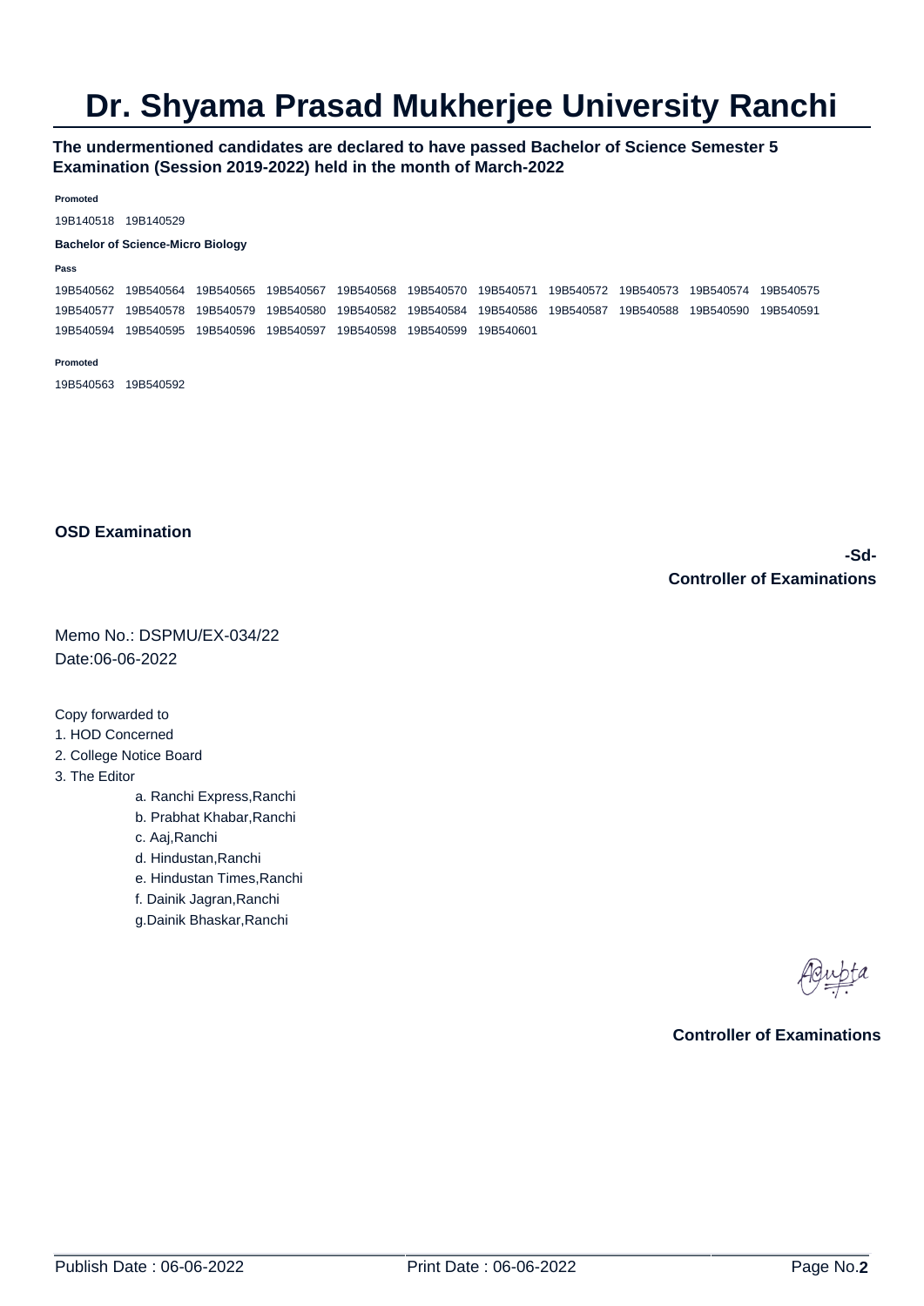# Dr. Shyama Prasad Mukherjee University Ranchi

**The undermentioned candidates are declared to have passed Bachelor of Science Semester 5 Examination (Session 2019-2022) held in the month of March-2022**

**Promoted**

19B140518 19B140529

**Bachelor of Science-Micro Biology**

**Pass**

19B540562 19B540564 19B540565 19B540567 19B540568 19B540570 19B540571 19B540572 19B540573 19B540574 19B540575 19B540577 19B540578 19B540579 19B540580 19B540582 19B540584 19B540586 19B540587 19B540588 19B540590 19B540591 19B540594 19B540595 19B540596 19B540597 19B540598 19B540599 19B540601

**Promoted**

19B540563 19B540592

**OSD Examination**

**-Sd-**
**Controller of Examinations**

Memo No.: DSPMU/EX-034/22
Date:06-06-2022

Copy forwarded to
1. HOD Concerned
2. College Notice Board
3. The Editor
   - a. Ranchi Express,Ranchi
   - b. Prabhat Khabar,Ranchi
   - c. Aaj,Ranchi
   - d. Hindustan,Ranchi
   - e. Hindustan Times,Ranchi
   - f. Dainik Jagran,Ranchi
   - g.Dainik Bhaskar,Ranchi

**Controller of Examinations**

Publish Date : 06-06-2022 Print Date : 06-06-2022